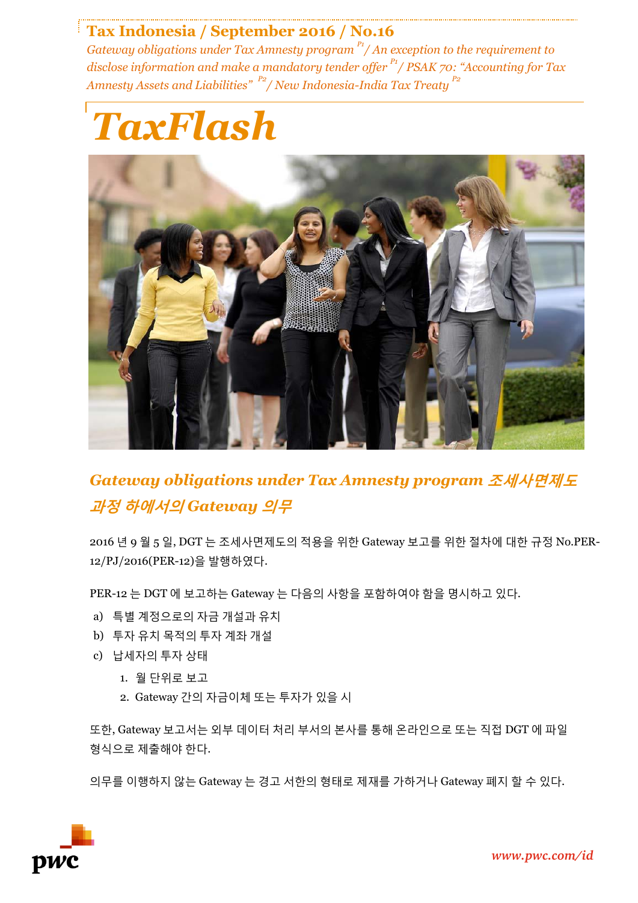**Tax Indonesia / September 2016 / No.16**

*Gateway obligations under Tax Amnesty program P1 / An exception to the requirement to disclose information and make a mandatory tender offer P1 / PSAK 70: "Accounting for Tax Amnesty Assets and Liabilities" P2 / New Indonesia-India Tax Treaty P2*

# TaxFlash

## *Gateway obligations under Tax Amnesty program 조세사면제도 과정 하에서의 Gateway 의무*

2016 년 9 월 5 일, DGT 는 조세사면제도의 적용을 위한 Gateway 보고를 위한 절차에 대한 규정 No.PER-12/PJ/2016(PER-12)을 발행하였다.

PER-12 는 DGT 에 보고하는 Gateway 는 다음의 사항을 포함하여야 함을 명시하고 있다.

a) 특별 계정으로의 자금 개설과 유치
b) 투자 유치 목적의 투자 계좌 개설
c) 납세자의 투자 상태
   1. 월 단위로 보고
   2. Gateway 간의 자금이체 또는 투자가 있을 시

또한, Gateway 보고서는 외부 데이터 처리 부서의 본사를 통해 온라인으로 또는 직접 DGT 에 파일 형식으로 제출해야 한다.

의무를 이행하지 않는 Gateway 는 경고 서한의 형태로 제재를 가하거나 Gateway 폐지 할 수 있다.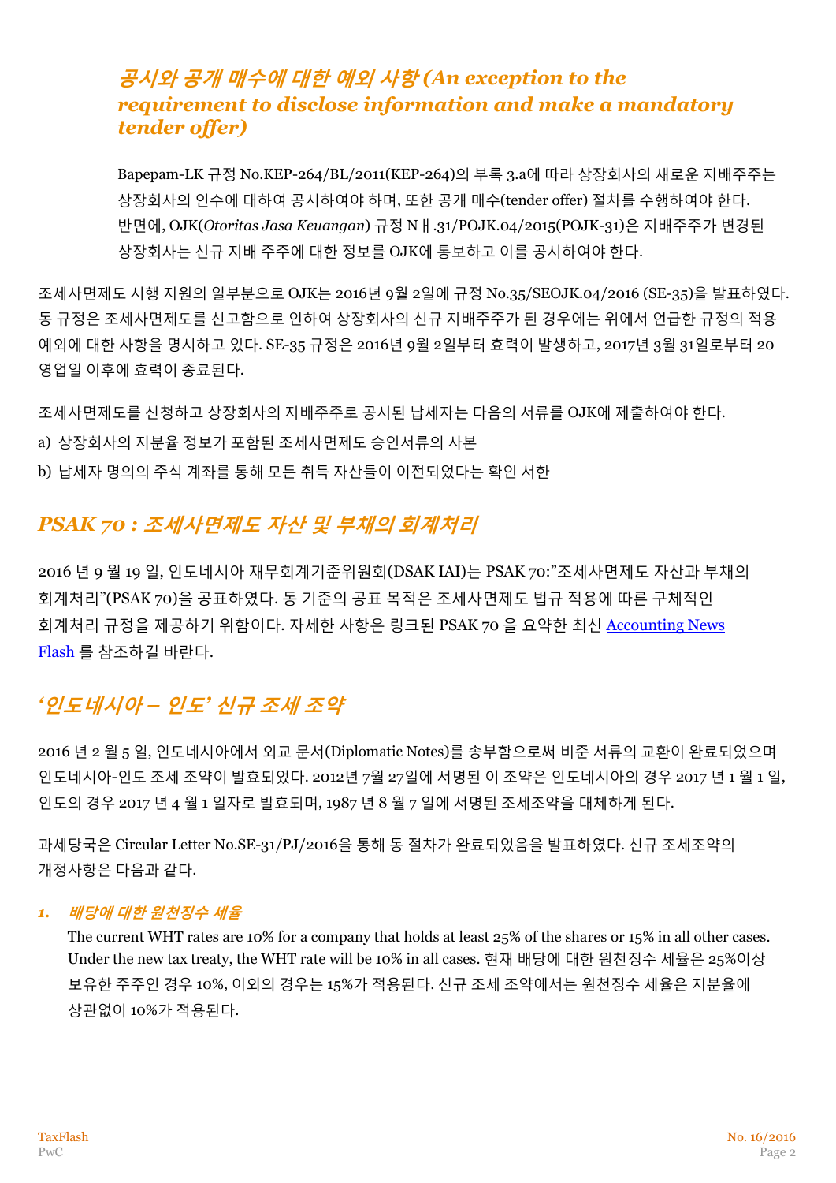### *공시와 공개 매수에 대한 예외 사항 (An exception to the requirement to disclose information and make a mandatory tender offer)*

Bapepam-LK 규정 No.KEP-264/BL/2011(KEP-264)의 부록 3.a에 따라 상장회사의 새로운 지배주주는 상장회사의 인수에 대하여 공시하여야 하며, 또한 공개 매수(tender offer) 절차를 수행하여야 한다. 반면에, OJK(*Otoritas Jasa Keuangan*) 규정 Nㅐ.31/POJK.04/2015(POJK-31)은 지배주주가 변경된 상장회사는 신규 지배 주주에 대한 정보를 OJK에 통보하고 이를 공시하여야 한다.

조세사면제도 시행 지원의 일부분으로 OJK는 2016년 9월 2일에 규정 No.35/SEOJK.04/2016 (SE-35)을 발표하였다. 동 규정은 조세사면제도를 신고함으로 인하여 상장회사의 신규 지배주주가 된 경우에는 위에서 언급한 규정의 적용 예외에 대한 사항을 명시하고 있다. SE-35 규정은 2016년 9월 2일부터 효력이 발생하고, 2017년 3월 31일로부터 20 영업일 이후에 효력이 종료된다.

조세사면제도를 신청하고 상장회사의 지배주주로 공시된 납세자는 다음의 서류를 OJK에 제출하여야 한다.

a) 상장회사의 지분율 정보가 포함된 조세사면제도 승인서류의 사본

b) 납세자 명의의 주식 계좌를 통해 모든 취득 자산들이 이전되었다는 확인 서한

## *PSAK 70 : 조세사면제도 자산 및 부채의 회계처리*

2016 년 9 월 19 일, 인도네시아 재무회계기준위원회(DSAK IAI)는 PSAK 70:"조세사면제도 자산과 부채의 회계처리"(PSAK 70)을 공표하였다. 동 기준의 공표 목적은 조세사면제도 법규 적용에 따른 구체적인 회계처리 규정을 제공하기 위함이다. 자세한 사항은 링크된 PSAK 70 을 요약한 최신 Accounting News Flash 를 참조하길 바란다.

## *'인도네시아 – 인도' 신규 조세 조약*

2016 년 2 월 5 일, 인도네시아에서 외교 문서(Diplomatic Notes)를 송부함으로써 비준 서류의 교환이 완료되었으며 인도네시아-인도 조세 조약이 발효되었다. 2012년 7월 27일에 서명된 이 조약은 인도네시아의 경우 2017 년 1 월 1 일, 인도의 경우 2017 년 4 월 1 일자로 발효되며, 1987 년 8 월 7 일에 서명된 조세조약을 대체하게 된다.

과세당국은 Circular Letter No.SE-31/PJ/2016을 통해 동 절차가 완료되었음을 발표하였다. 신규 조세조약의 개정사항은 다음과 같다.

1. ***배당에 대한 원천징수 세율***

   The current WHT rates are 10% for a company that holds at least 25% of the shares or 15% in all other cases. Under the new tax treaty, the WHT rate will be 10% in all cases. 현재 배당에 대한 원천징수 세율은 25%이상 보유한 주주인 경우 10%, 이외의 경우는 15%가 적용된다. 신규 조세 조약에서는 원천징수 세율은 지분율에 상관없이 10%가 적용된다.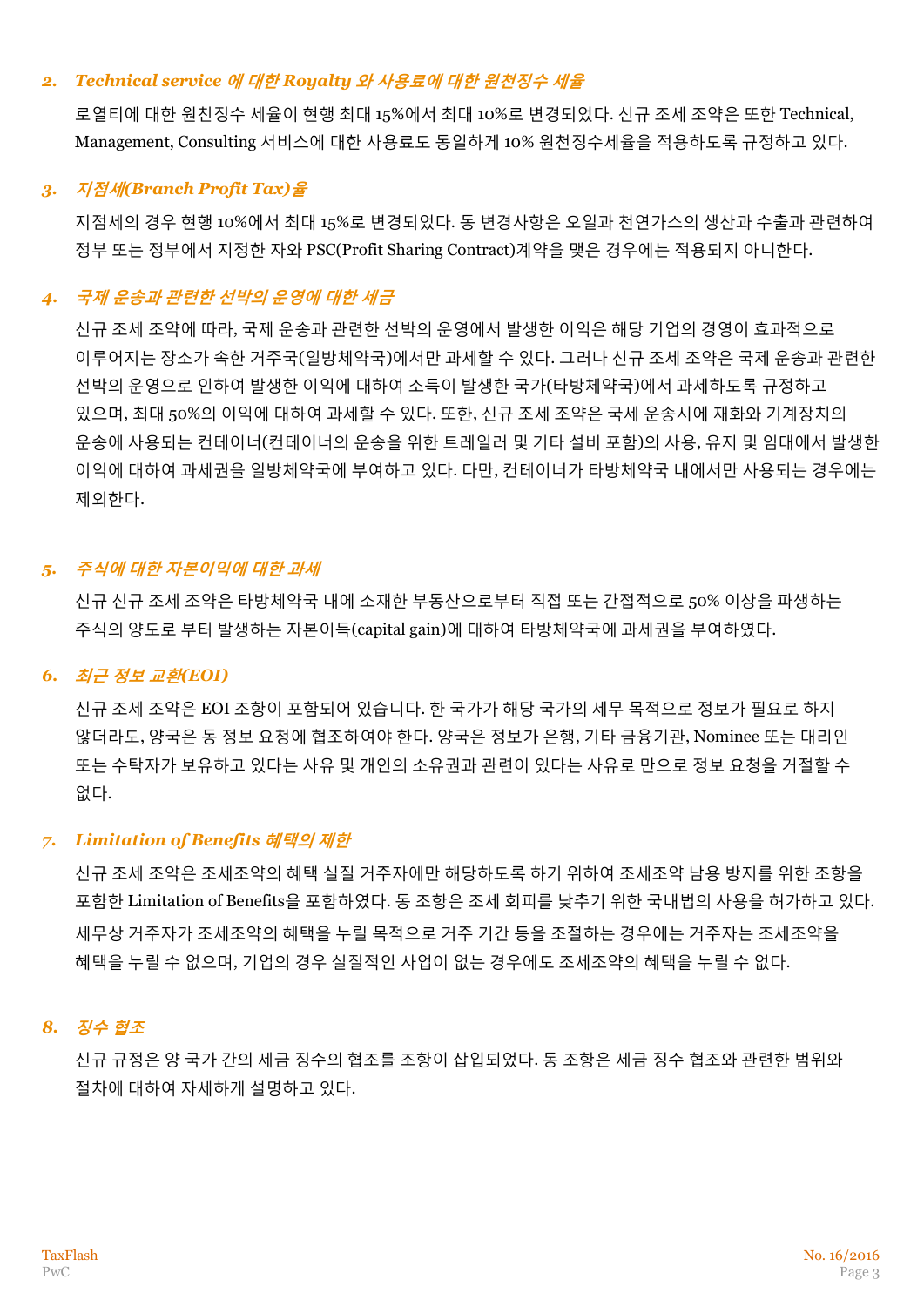### 2. *Technical service 에 대한 Royalty 와 사용료에 대한 원천징수 세율*

로열티에 대한 원친징수 세율이 현행 최대 15%에서 최대 10%로 변경되었다. 신규 조세 조약은 또한 Technical, Management, Consulting 서비스에 대한 사용료도 동일하게 10% 원천징수세율을 적용하도록 규정하고 있다.

### 3. *지점세(Branch Profit Tax)율*

지점세의 경우 현행 10%에서 최대 15%로 변경되었다. 동 변경사항은 오일과 천연가스의 생산과 수출과 관련하여 정부 또는 정부에서 지정한 자와 PSC(Profit Sharing Contract)계약을 맺은 경우에는 적용되지 아니한다.

### 4. *국제 운송과 관련한 선박의 운영에 대한 세금*

신규 조세 조약에 따라, 국제 운송과 관련한 선박의 운영에서 발생한 이익은 해당 기업의 경영이 효과적으로 이루어지는 장소가 속한 거주국(일방체약국)에서만 과세할 수 있다. 그러나 신규 조세 조약은 국제 운송과 관련한 선박의 운영으로 인하여 발생한 이익에 대하여 소득이 발생한 국가(타방체약국)에서 과세하도록 규정하고 있으며, 최대 50%의 이익에 대하여 과세할 수 있다. 또한, 신규 조세 조약은 국세 운송시에 재화와 기계장치의 운송에 사용되는 컨테이너(컨테이너의 운송을 위한 트레일러 및 기타 설비 포함)의 사용, 유지 및 임대에서 발생한 이익에 대하여 과세권을 일방체약국에 부여하고 있다. 다만, 컨테이너가 타방체약국 내에서만 사용되는 경우에는 제외한다.

### 5. *주식에 대한 자본이익에 대한 과세*

신규 신규 조세 조약은 타방체약국 내에 소재한 부동산으로부터 직접 또는 간접적으로 50% 이상을 파생하는 주식의 양도로 부터 발생하는 자본이득(capital gain)에 대하여 타방체약국에 과세권을 부여하였다.

### 6. *최근 정보 교환(EOI)*

신규 조세 조약은 EOI 조항이 포함되어 있습니다. 한 국가가 해당 국가의 세무 목적으로 정보가 필요로 하지 않더라도, 양국은 동 정보 요청에 협조하여야 한다. 양국은 정보가 은행, 기타 금융기관, Nominee 또는 대리인 또는 수탁자가 보유하고 있다는 사유 및 개인의 소유권과 관련이 있다는 사유로 만으로 정보 요청을 거절할 수 없다.

### 7. *Limitation of Benefits 혜택의 제한*

신규 조세 조약은 조세조약의 혜택 실질 거주자에만 해당하도록 하기 위하여 조세조약 남용 방지를 위한 조항을 포함한 Limitation of Benefits을 포함하였다. 동 조항은 조세 회피를 낮추기 위한 국내법의 사용을 허가하고 있다.
세무상 거주자가 조세조약의 혜택을 누릴 목적으로 거주 기간 등을 조절하는 경우에는 거주자는 조세조약을 혜택을 누릴 수 없으며, 기업의 경우 실질적인 사업이 없는 경우에도 조세조약의 혜택을 누릴 수 없다.

### 8. *징수 협조*

신규 규정은 양 국가 간의 세금 징수의 협조를 조항이 삽입되었다. 동 조항은 세금 징수 협조와 관련한 범위와 절차에 대하여 자세하게 설명하고 있다.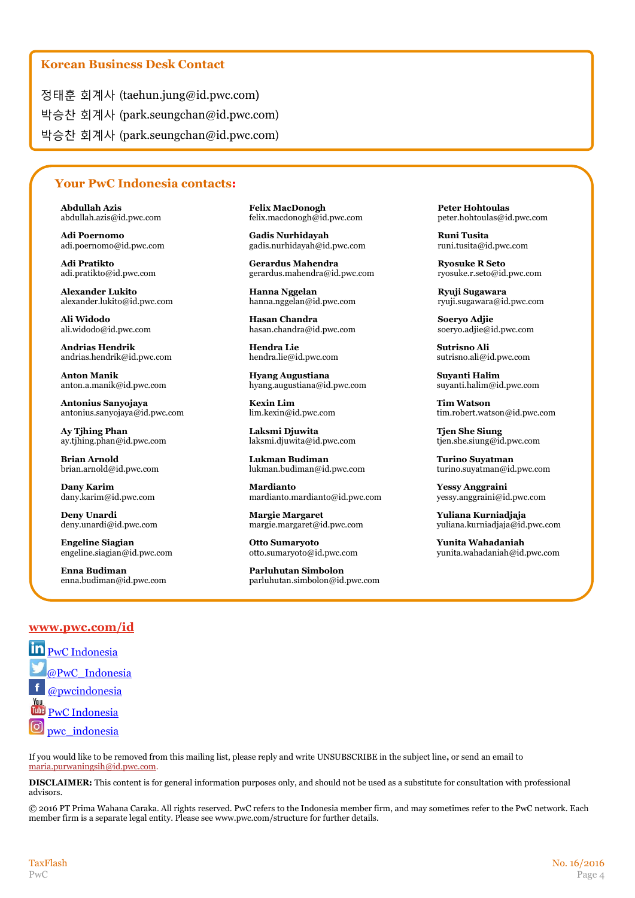## Korean Business Desk Contact

정태훈 회계사 (taehun.jung@id.pwc.com)
박승찬 회계사 (park.seungchan@id.pwc.com)
박승찬 회계사 (park.seungchan@id.pwc.com)

## Your PwC Indonesia contacts:

**Abdullah Azis**
abdullah.azis@id.pwc.com

**Adi Poernomo**
adi.poernomo@id.pwc.com

**Adi Pratikto**
adi.pratikto@id.pwc.com

**Alexander Lukito**
alexander.lukito@id.pwc.com

**Ali Widodo**
ali.widodo@id.pwc.com

**Andrias Hendrik**
andrias.hendrik@id.pwc.com

**Anton Manik**
anton.a.manik@id.pwc.com

**Antonius Sanyojaya**
antonius.sanyojaya@id.pwc.com

**Ay Tjhing Phan**
ay.tjhing.phan@id.pwc.com

**Brian Arnold**
brian.arnold@id.pwc.com

**Dany Karim**
dany.karim@id.pwc.com

**Deny Unardi**
deny.unardi@id.pwc.com

**Engeline Siagian**
engeline.siagian@id.pwc.com

**Enna Budiman**
enna.budiman@id.pwc.com

**Felix MacDonogh**
felix.macdonogh@id.pwc.com

**Gadis Nurhidayah**
gadis.nurhidayah@id.pwc.com

**Gerardus Mahendra**
gerardus.mahendra@id.pwc.com

**Hanna Nggelan**
hanna.nggelan@id.pwc.com

**Hasan Chandra**
hasan.chandra@id.pwc.com

**Hendra Lie**
hendra.lie@id.pwc.com

**Hyang Augustiana**
hyang.augustiana@id.pwc.com

**Kexin Lim**
lim.kexin@id.pwc.com

**Laksmi Djuwita**
laksmi.djuwita@id.pwc.com

**Lukman Budiman**
lukman.budiman@id.pwc.com

**Mardianto**
mardianto.mardianto@id.pwc.com

**Margie Margaret**
margie.margaret@id.pwc.com

**Otto Sumaryoto**
otto.sumaryoto@id.pwc.com

**Parluhutan Simbolon**
parluhutan.simbolon@id.pwc.com

**Peter Hohtoulas**
peter.hohtoulas@id.pwc.com

**Runi Tusita**
runi.tusita@id.pwc.com

**Ryosuke R Seto**
ryosuke.r.seto@id.pwc.com

**Ryuji Sugawara**
ryuji.sugawara@id.pwc.com

**Soeryo Adjie**
soeryo.adjie@id.pwc.com

**Sutrisno Ali**
sutrisno.ali@id.pwc.com

**Suyanti Halim**
suyanti.halim@id.pwc.com

**Tim Watson**
tim.robert.watson@id.pwc.com

**Tjen She Siung**
tjen.she.siung@id.pwc.com

**Turino Suyatman**
turino.suyatman@id.pwc.com

**Yessy Anggraini**
yessy.anggraini@id.pwc.com

**Yuliana Kurniadjaja**
yuliana.kurniadjaja@id.pwc.com

**Yunita Wahadaniah**
yunita.wahadaniah@id.pwc.com

**www.pwc.com/id**

PwC Indonesia
@PwC_Indonesia
@pwcindonesia
PwC Indonesia
pwc_indonesia

If you would like to be removed from this mailing list, please reply and write UNSUBSCRIBE in the subject line, or send an email to maria.purwaningsih@id.pwc.com.

**DISCLAIMER:** This content is for general information purposes only, and should not be used as a substitute for consultation with professional advisors.

© 2016 PT Prima Wahana Caraka. All rights reserved. PwC refers to the Indonesia member firm, and may sometimes refer to the PwC network. Each member firm is a separate legal entity. Please see www.pwc.com/structure for further details.